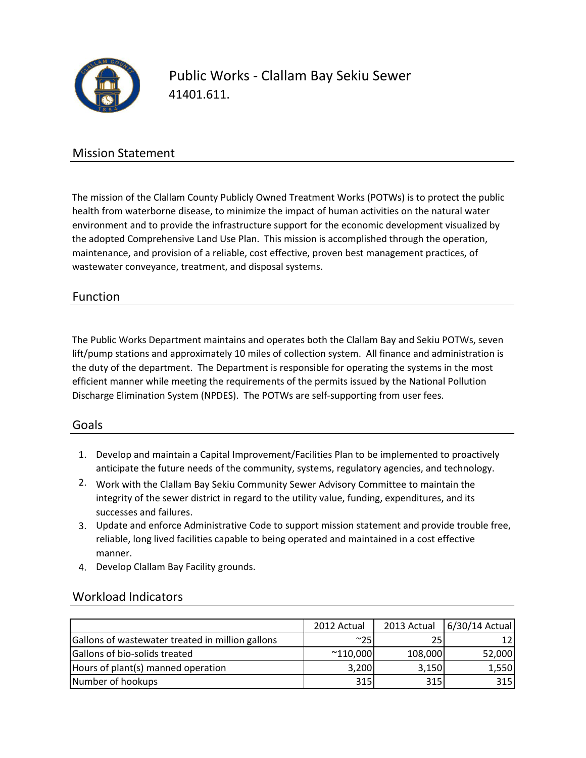# Public Works - Clallam Bay Sekiu Sewer

41401.611.

## Mission Statement

The mission of the Clallam County Publicly Owned Treatment Works (POTWs) is to protect the public health from waterborne disease, to minimize the impact of human activities on the natural water environment and to provide the infrastructure support for the economic development visualized by the adopted Comprehensive Land Use Plan. This mission is accomplished through the operation, maintenance, and provision of a reliable, cost effective, proven best management practices, of wastewater conveyance, treatment, and disposal systems.

## Function

The Public Works Department maintains and operates both the Clallam Bay and Sekiu POTWs, seven lift/pump stations and approximately 10 miles of collection system. All finance and administration is the duty of the department. The Department is responsible for operating the systems in the most efficient manner while meeting the requirements of the permits issued by the National Pollution Discharge Elimination System (NPDES). The POTWs are self-supporting from user fees.

## Goals

1. Develop and maintain a Capital Improvement/Facilities Plan to be implemented to proactively anticipate the future needs of the community, systems, regulatory agencies, and technology.
2. Work with the Clallam Bay Sekiu Community Sewer Advisory Committee to maintain the integrity of the sewer district in regard to the utility value, funding, expenditures, and its successes and failures.
3. Update and enforce Administrative Code to support mission statement and provide trouble free, reliable, long lived facilities capable to being operated and maintained in a cost effective manner.
4. Develop Clallam Bay Facility grounds.

## Workload Indicators

| | 2012 Actual | 2013 Actual | 6/30/14 Actual |
|---|---|---|---|
| Gallons of wastewater treated in million gallons | ~25 | 25 | 12 |
| Gallons of bio-solids treated | ~110,000 | 108,000 | 52,000 |
| Hours of plant(s) manned operation | 3,200 | 3,150 | 1,550 |
| Number of hookups | 315 | 315 | 315 |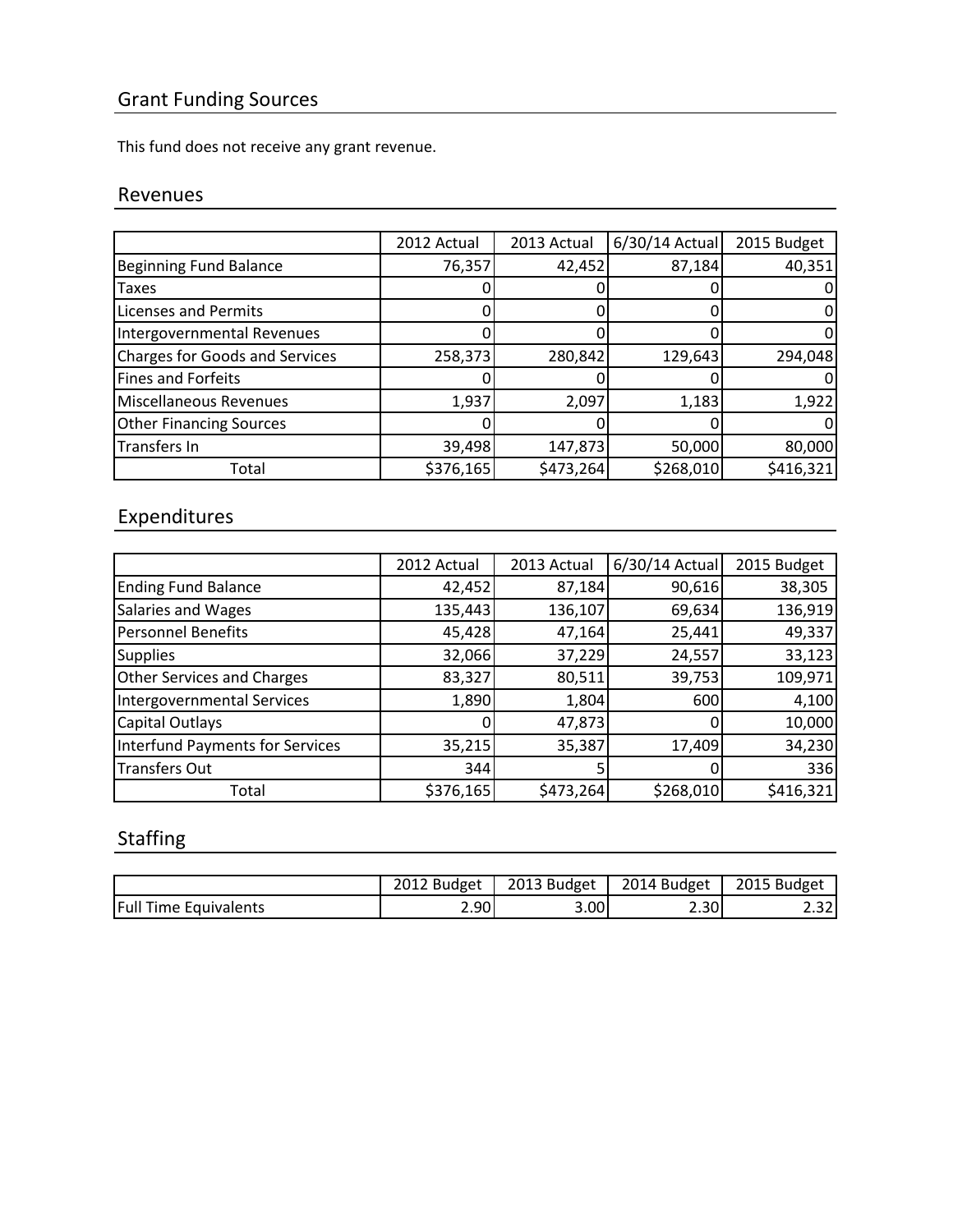## Grant Funding Sources

This fund does not receive any grant revenue.

## Revenues

| | 2012 Actual | 2013 Actual | 6/30/14 Actual | 2015 Budget |
|---|---|---|---|---|
| Beginning Fund Balance | 76,357 | 42,452 | 87,184 | 40,351 |
| Taxes | 0 | 0 | 0 | 0 |
| Licenses and Permits | 0 | 0 | 0 | 0 |
| Intergovernmental Revenues | 0 | 0 | 0 | 0 |
| Charges for Goods and Services | 258,373 | 280,842 | 129,643 | 294,048 |
| Fines and Forfeits | 0 | 0 | 0 | 0 |
| Miscellaneous Revenues | 1,937 | 2,097 | 1,183 | 1,922 |
| Other Financing Sources | 0 | 0 | 0 | 0 |
| Transfers In | 39,498 | 147,873 | 50,000 | 80,000 |
| Total | $376,165 | $473,264 | $268,010 | $416,321 |

## Expenditures

| | 2012 Actual | 2013 Actual | 6/30/14 Actual | 2015 Budget |
|---|---|---|---|---|
| Ending Fund Balance | 42,452 | 87,184 | 90,616 | 38,305 |
| Salaries and Wages | 135,443 | 136,107 | 69,634 | 136,919 |
| Personnel Benefits | 45,428 | 47,164 | 25,441 | 49,337 |
| Supplies | 32,066 | 37,229 | 24,557 | 33,123 |
| Other Services and Charges | 83,327 | 80,511 | 39,753 | 109,971 |
| Intergovernmental Services | 1,890 | 1,804 | 600 | 4,100 |
| Capital Outlays | 0 | 47,873 | 0 | 10,000 |
| Interfund Payments for Services | 35,215 | 35,387 | 17,409 | 34,230 |
| Transfers Out | 344 | 5 | 0 | 336 |
| Total | $376,165 | $473,264 | $268,010 | $416,321 |

## Staffing

| | 2012 Budget | 2013 Budget | 2014 Budget | 2015 Budget |
|---|---|---|---|---|
| Full Time Equivalents | 2.90 | 3.00 | 2.30 | 2.32 |